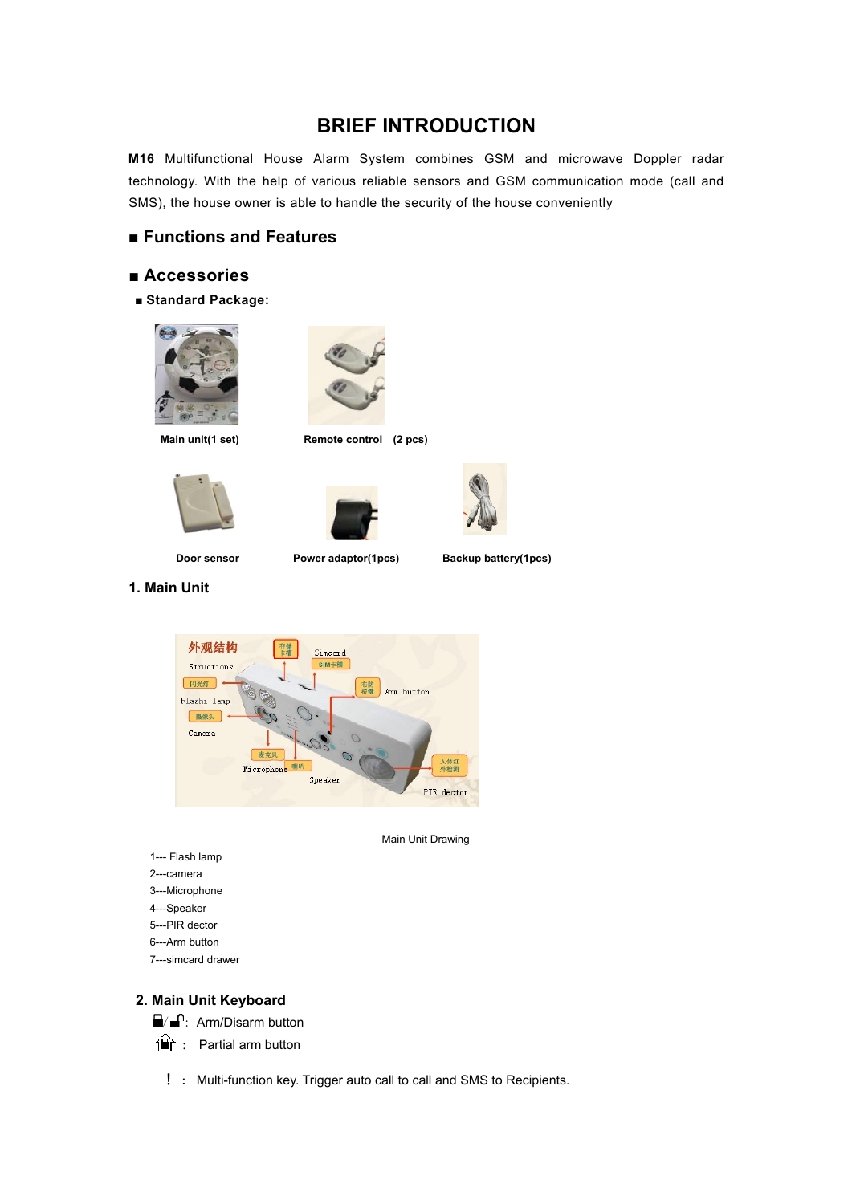# BRIEF INTRODUCTION

**M16** Multifunctional House Alarm System combines GSM and microwave Doppler radar technology. With the help of various reliable sensors and GSM communication mode (call and SMS), the house owner is able to handle the security of the house conveniently

## ■ Functions and Features

## ■ Accessories

**■ Standard Package:**

**Main unit(1 set)**

**Remote control (2 pcs)**

**Door sensor**

**Power adaptor(1pcs)**

**Backup battery(1pcs)**

### 1. Main Unit

Main Unit Drawing

1--- Flash lamp
2---camera
3---Microphone
4---Speaker
5---PIR dector
6---Arm button
7---simcard drawer

### 2. Main Unit Keyboard

🔒/🔓: Arm/Disarm button

🏠 : Partial arm button

! : Multi-function key. Trigger auto call to call and SMS to Recipients.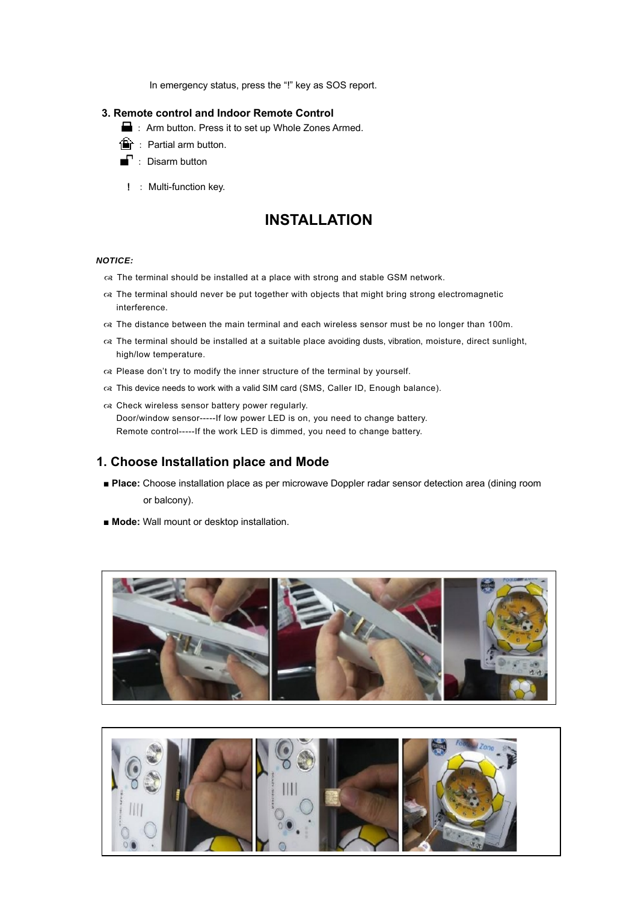In emergency status, press the "!" key as SOS report.

### 3. Remote control and Indoor Remote Control

- : Arm button. Press it to set up Whole Zones Armed.
- : Partial arm button.
- : Disarm button
- ! : Multi-function key.

# INSTALLATION

***NOTICE:***

- The terminal should be installed at a place with strong and stable GSM network.
- The terminal should never be put together with objects that might bring strong electromagnetic interference.
- The distance between the main terminal and each wireless sensor must be no longer than 100m.
- The terminal should be installed at a suitable place avoiding dusts, vibration, moisture, direct sunlight, high/low temperature.
- Please don't try to modify the inner structure of the terminal by yourself.
- This device needs to work with a valid SIM card (SMS, Caller ID, Enough balance).
- Check wireless sensor battery power regularly.
  Door/window sensor-----If low power LED is on, you need to change battery.
  Remote control-----If the work LED is dimmed, you need to change battery.

## 1. Choose Installation place and Mode

- **Place:** Choose installation place as per microwave Doppler radar sensor detection area (dining room or balcony).
- **Mode:** Wall mount or desktop installation.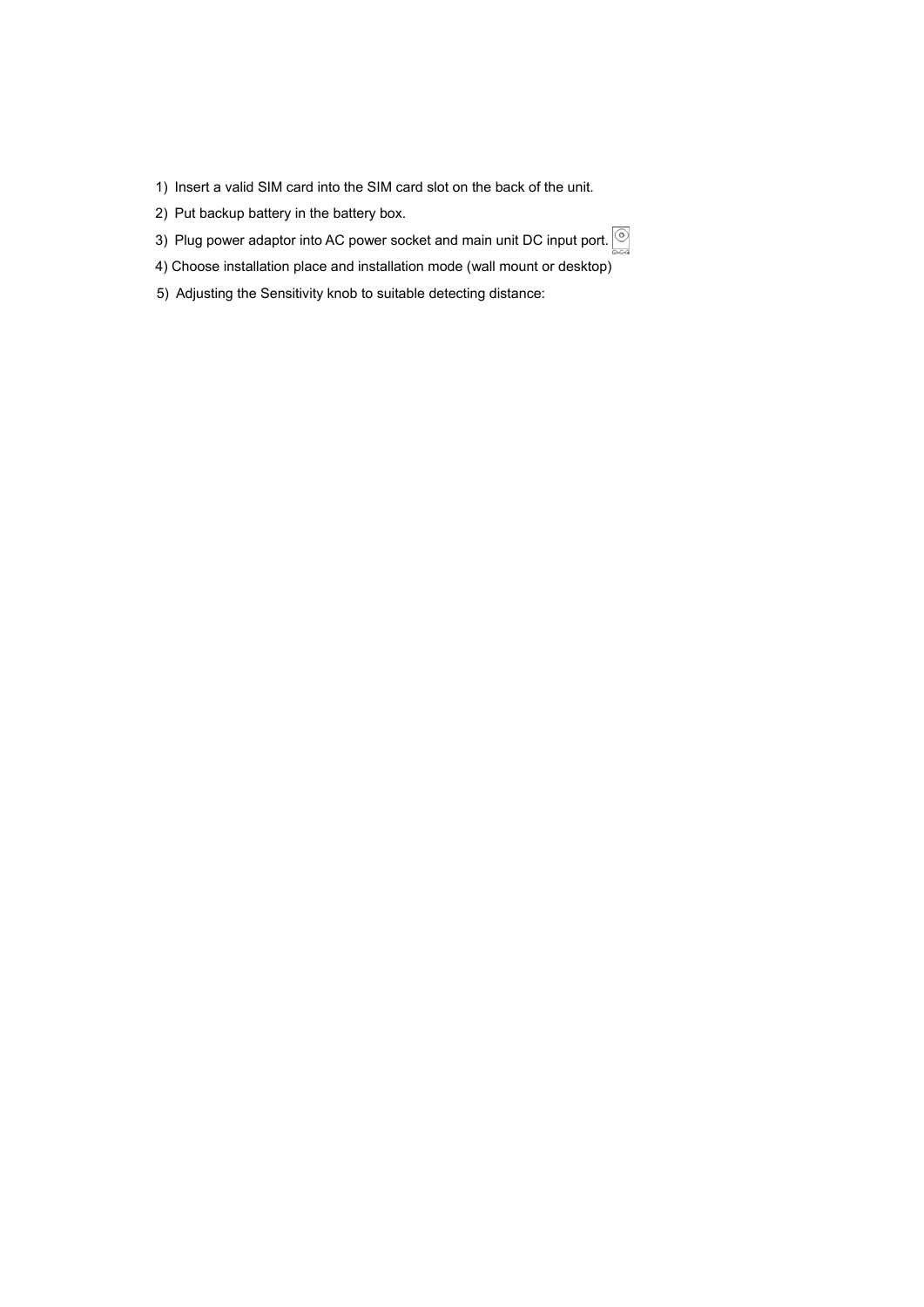1) Insert a valid SIM card into the SIM card slot on the back of the unit.
2) Put backup battery in the battery box.
3) Plug power adaptor into AC power socket and main unit DC input port.
4) Choose installation place and installation mode (wall mount or desktop)
5) Adjusting the Sensitivity knob to suitable detecting distance: